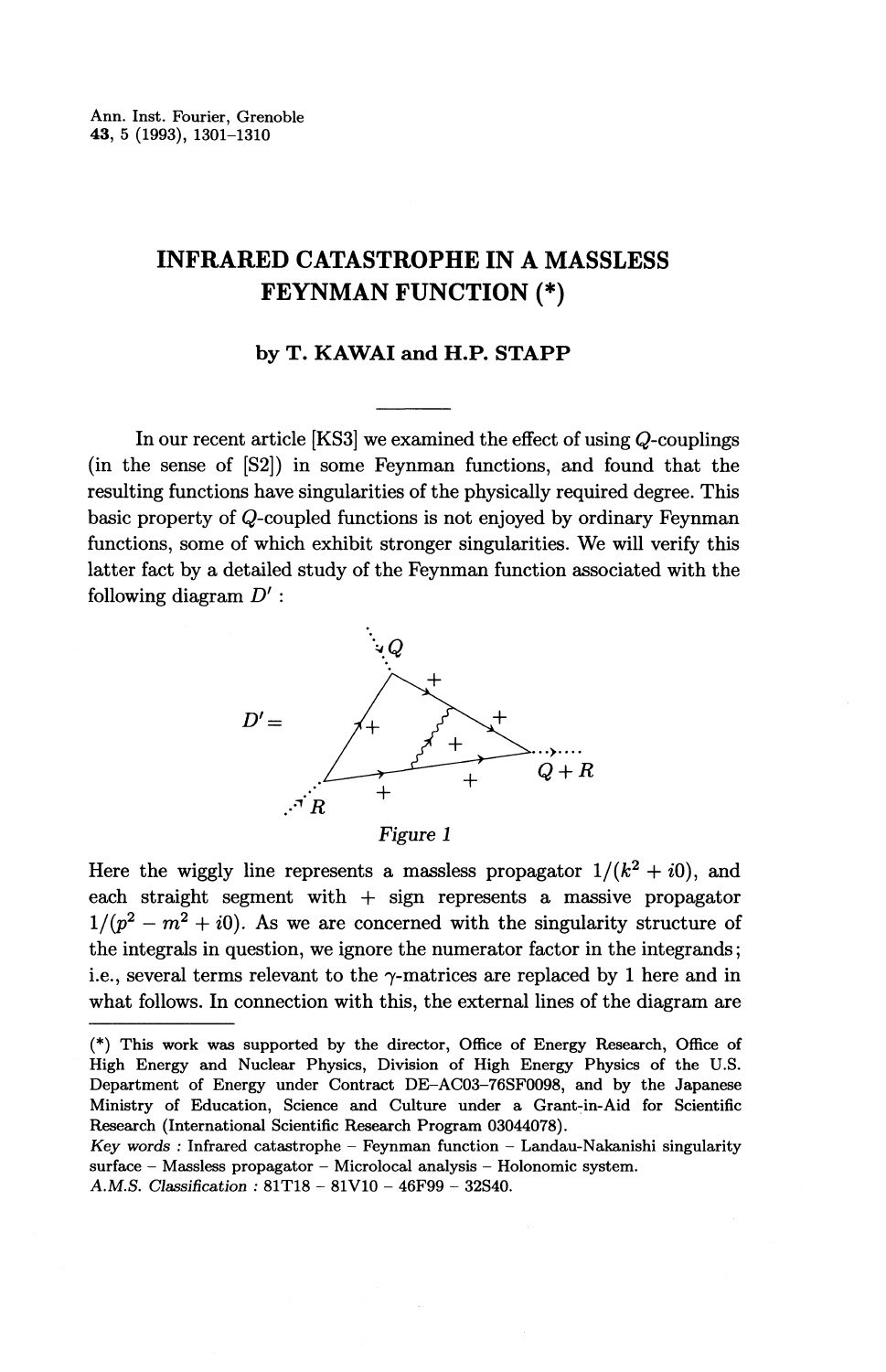Ann. Inst. Fourier, Grenoble
**43**, 5 (1993), 1301–1310

# INFRARED CATASTROPHE IN A MASSLESS FEYNMAN FUNCTION (*)

**by T. KAWAI and H.P. STAPP**

In our recent article [KS3] we examined the effect of using $Q$-couplings (in the sense of [S2]) in some Feynman functions, and found that the resulting functions have singularities of the physically required degree. This basic property of $Q$-coupled functions is not enjoyed by ordinary Feynman functions, some of which exhibit stronger singularities. We will verify this latter fact by a detailed study of the Feynman function associated with the following diagram $D'$ :

$D' =$ [diagram]

*Figure 1*

Here the wiggly line represents a massless propagator $1/(k^2 + i0)$, and each straight segment with $+$ sign represents a massive propagator $1/(p^2 - m^2 + i0)$. As we are concerned with the singularity structure of the integrals in question, we ignore the numerator factor in the integrands; i.e., several terms relevant to the $\gamma$-matrices are replaced by 1 here and in what follows. In connection with this, the external lines of the diagram are

---

(*) This work was supported by the director, Office of Energy Research, Office of High Energy and Nuclear Physics, Division of High Energy Physics of the U.S. Department of Energy under Contract DE–AC03–76SF0098, and by the Japanese Ministry of Education, Science and Culture under a Grant-in-Aid for Scientific Research (International Scientific Research Program 03044078).

*Key words* : Infrared catastrophe – Feynman function – Landau-Nakanishi singularity surface – Massless propagator – Microlocal analysis – Holonomic system.

*A.M.S. Classification* : 81T18 – 81V10 – 46F99 – 32S40.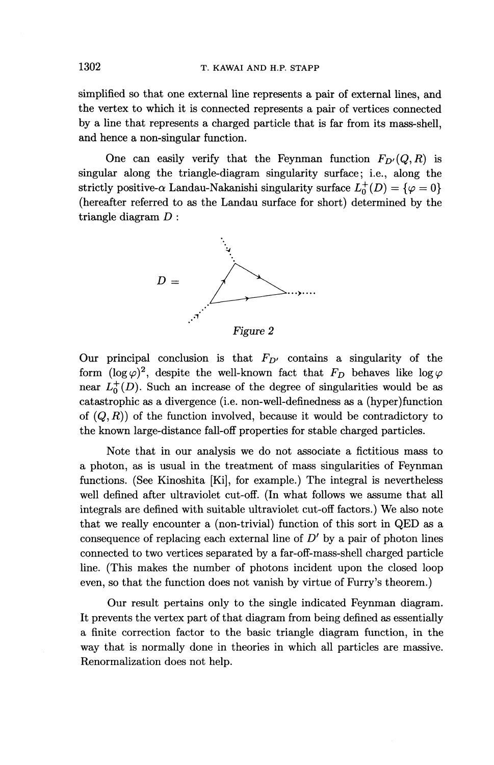simplified so that one external line represents a pair of external lines, and the vertex to which it is connected represents a pair of vertices connected by a line that represents a charged particle that is far from its mass-shell, and hence a non-singular function.

One can easily verify that the Feynman function $F_{D'}(Q, R)$ is singular along the triangle-diagram singularity surface; i.e., along the strictly positive-$\alpha$ Landau-Nakanishi singularity surface $L_0^+(D) = \{\varphi = 0\}$ (hereafter referred to as the Landau surface for short) determined by the triangle diagram $D$ :

$D =$

*Figure 2*

Our principal conclusion is that $F_{D'}$ contains a singularity of the form $(\log \varphi)^2$, despite the well-known fact that $F_D$ behaves like $\log \varphi$ near $L_0^+(D)$. Such an increase of the degree of singularities would be as catastrophic as a divergence (i.e. non-well-definedness as a (hyper)function of $(Q, R)$) of the function involved, because it would be contradictory to the known large-distance fall-off properties for stable charged particles.

Note that in our analysis we do not associate a fictitious mass to a photon, as is usual in the treatment of mass singularities of Feynman functions. (See Kinoshita [Ki], for example.) The integral is nevertheless well defined after ultraviolet cut-off. (In what follows we assume that all integrals are defined with suitable ultraviolet cut-off factors.) We also note that we really encounter a (non-trivial) function of this sort in QED as a consequence of replacing each external line of $D'$ by a pair of photon lines connected to two vertices separated by a far-off-mass-shell charged particle line. (This makes the number of photons incident upon the closed loop even, so that the function does not vanish by virtue of Furry's theorem.)

Our result pertains only to the single indicated Feynman diagram. It prevents the vertex part of that diagram from being defined as essentially a finite correction factor to the basic triangle diagram function, in the way that is normally done in theories in which all particles are massive. Renormalization does not help.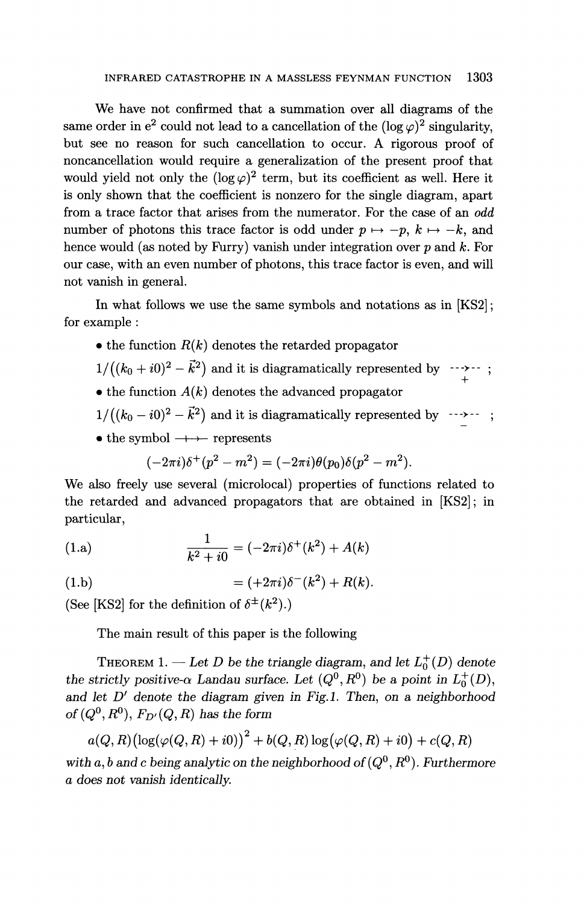We have not confirmed that a summation over all diagrams of the same order in $e^2$ could not lead to a cancellation of the $(\log \varphi)^2$ singularity, but see no reason for such cancellation to occur. A rigorous proof of noncancellation would require a generalization of the present proof that would yield not only the $(\log \varphi)^2$ term, but its coefficient as well. Here it is only shown that the coefficient is nonzero for the single diagram, apart from a trace factor that arises from the numerator. For the case of an *odd* number of photons this trace factor is odd under $p \mapsto -p$, $k \mapsto -k$, and hence would (as noted by Furry) vanish under integration over $p$ and $k$. For our case, with an even number of photons, this trace factor is even, and will not vanish in general.

In what follows we use the same symbols and notations as in [KS2]; for example :

- the function $R(k)$ denotes the retarded propagator $1/\big((k_0 + i0)^2 - \vec{k}^2\big)$ and it is diagramatically represented by $\underset{+}{\dashrightarrow}$ ;
- the function $A(k)$ denotes the advanced propagator $1/\big((k_0 - i0)^2 - \vec{k}^2\big)$ and it is diagramatically represented by $\underset{-}{\dashrightarrow}$ ;
- the symbol $\longrightarrow\!\!\!\!+$ represents

$$(-2\pi i)\delta^+(p^2 - m^2) = (-2\pi i)\theta(p_0)\delta(p^2 - m^2).$$

We also freely use several (microlocal) properties of functions related to the retarded and advanced propagators that are obtained in [KS2]; in particular,

$$\frac{1}{k^2 + i0} = (-2\pi i)\delta^+(k^2) + A(k) \tag{1.a}$$

$$= (+2\pi i)\delta^-(k^2) + R(k). \tag{1.b}$$

(See [KS2] for the definition of $\delta^\pm(k^2)$.)

The main result of this paper is the following

THEOREM 1. — *Let $D$ be the triangle diagram, and let $L_0^+(D)$ denote the strictly positive-$\alpha$ Landau surface. Let $(Q^0, R^0)$ be a point in $L_0^+(D)$, and let $D'$ denote the diagram given in Fig.1. Then, on a neighborhood of $(Q^0, R^0)$, $F_{D'}(Q, R)$ has the form*

$$a(Q, R)\big(\log(\varphi(Q, R) + i0)\big)^2 + b(Q, R)\log\big(\varphi(Q, R) + i0\big) + c(Q, R)$$

*with $a$, $b$ and $c$ being analytic on the neighborhood of $(Q^0, R^0)$. Furthermore $a$ does not vanish identically.*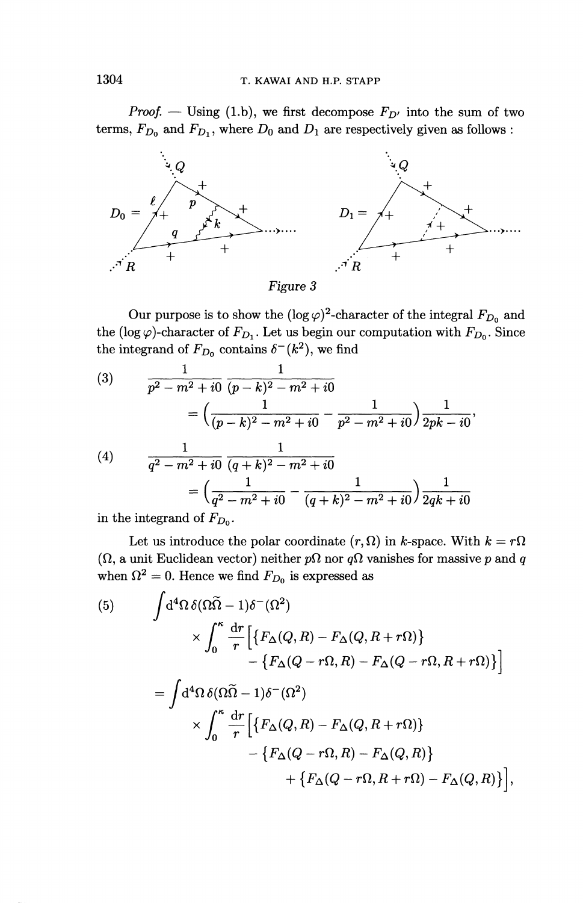*Proof.* — Using (1.b), we first decompose $F_{D'}$ into the sum of two terms, $F_{D_0}$ and $F_{D_1}$, where $D_0$ and $D_1$ are respectively given as follows :

Figure 3

Our purpose is to show the $(\log \varphi)^2$-character of the integral $F_{D_0}$ and the $(\log \varphi)$-character of $F_{D_1}$. Let us begin our computation with $F_{D_0}$. Since the integrand of $F_{D_0}$ contains $\delta^-(k^2)$, we find

$$
\begin{aligned}
(3) \qquad & \frac{1}{p^2 - m^2 + i0} \frac{1}{(p-k)^2 - m^2 + i0} \\
&= \Big( \frac{1}{(p-k)^2 - m^2 + i0} - \frac{1}{p^2 - m^2 + i0} \Big) \frac{1}{2pk - i0},
\end{aligned}
$$

$$
\begin{aligned}
(4) \qquad & \frac{1}{q^2 - m^2 + i0} \frac{1}{(q+k)^2 - m^2 + i0} \\
&= \Big( \frac{1}{q^2 - m^2 + i0} - \frac{1}{(q+k)^2 - m^2 + i0} \Big) \frac{1}{2qk + i0}
\end{aligned}
$$

in the integrand of $F_{D_0}$.

Let us introduce the polar coordinate $(r, \Omega)$ in $k$-space. With $k = r\Omega$ ($\Omega$, a unit Euclidean vector) neither $p\Omega$ nor $q\Omega$ vanishes for massive $p$ and $q$ when $\Omega^2 = 0$. Hence we find $F_{D_0}$ is expressed as

$$
\begin{aligned}
(5) \qquad & \int \mathrm{d}^4\Omega \, \delta(\Omega\widetilde{\Omega} - 1) \delta^-(\Omega^2) \\
& \times \int_0^\kappa \frac{\mathrm{d}r}{r} \Big[ \big\{ F_\Delta(Q, R) - F_\Delta(Q, R + r\Omega) \big\} \\
& \qquad - \big\{ F_\Delta(Q - r\Omega, R) - F_\Delta(Q - r\Omega, R + r\Omega) \big\} \Big] \\
&= \int \mathrm{d}^4\Omega \, \delta(\Omega\widetilde{\Omega} - 1) \delta^-(\Omega^2) \\
& \times \int_0^\kappa \frac{\mathrm{d}r}{r} \Big[ \big\{ F_\Delta(Q, R) - F_\Delta(Q, R + r\Omega) \big\} \\
& \qquad - \big\{ F_\Delta(Q - r\Omega, R) - F_\Delta(Q, R) \big\} \\
& \qquad + \big\{ F_\Delta(Q - r\Omega, R + r\Omega) - F_\Delta(Q, R) \big\} \Big],
\end{aligned}
$$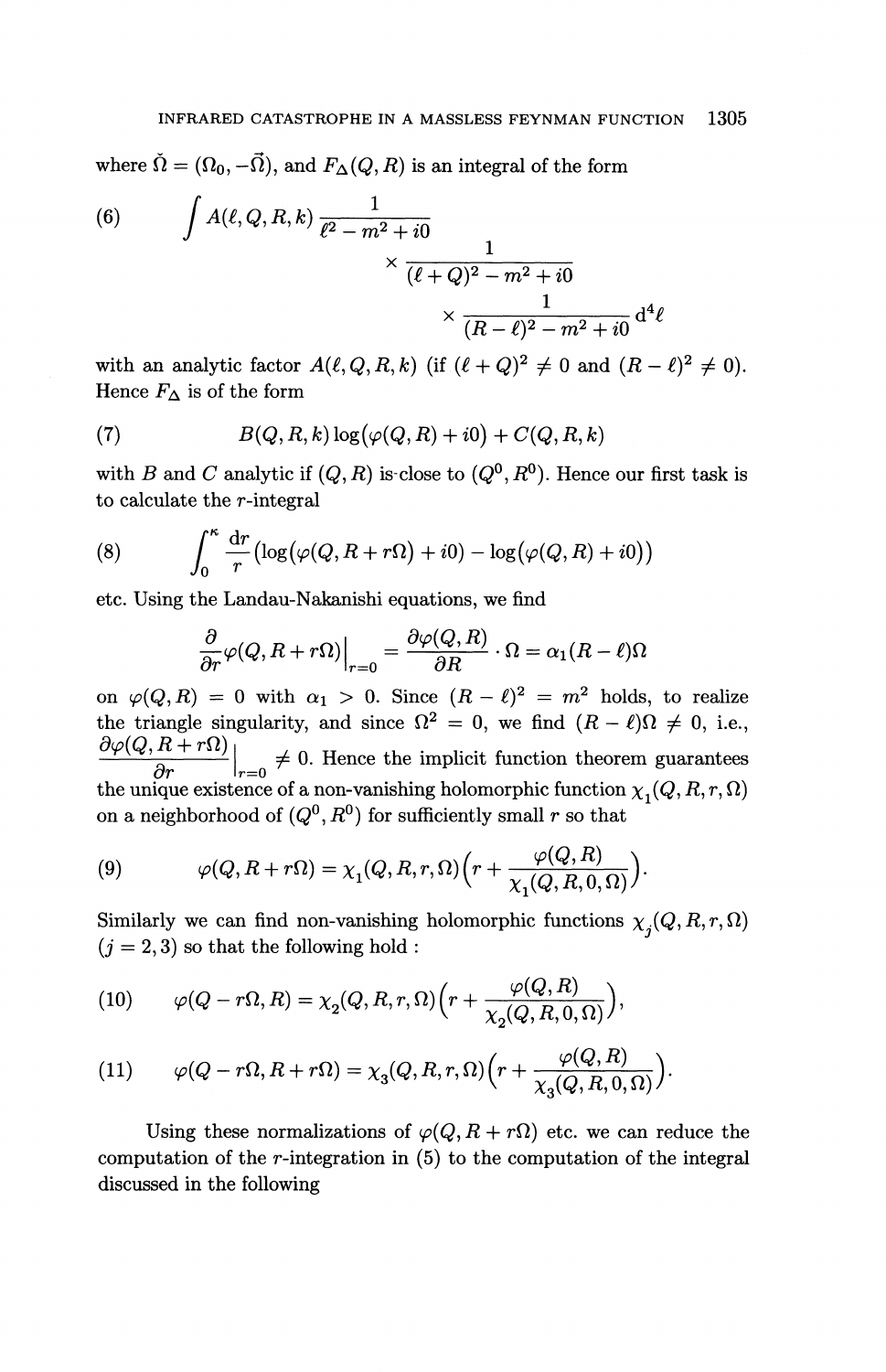where $\check{\Omega} = (\Omega_0, -\vec{\Omega})$, and $F_\Delta(Q, R)$ is an integral of the form

$$
(6) \qquad \int A(\ell, Q, R, k) \frac{1}{\ell^2 - m^2 + i0} \times \frac{1}{(\ell + Q)^2 - m^2 + i0} \times \frac{1}{(R - \ell)^2 - m^2 + i0} \mathrm{d}^4\ell
$$

with an analytic factor $A(\ell, Q, R, k)$ (if $(\ell + Q)^2 \neq 0$ and $(R - \ell)^2 \neq 0$). Hence $F_\Delta$ is of the form

$$
(7) \qquad B(Q, R, k) \log\big(\varphi(Q, R) + i0\big) + C(Q, R, k)
$$

with $B$ and $C$ analytic if $(Q, R)$ is close to $(Q^0, R^0)$. Hence our first task is to calculate the $r$-integral

$$
(8) \qquad \int_0^\kappa \frac{\mathrm{d}r}{r} \big(\log(\varphi(Q, R + r\Omega) + i0) - \log(\varphi(Q, R) + i0)\big)
$$

etc. Using the Landau-Nakanishi equations, we find

$$
\frac{\partial}{\partial r} \varphi(Q, R + r\Omega)\Big|_{r=0} = \frac{\partial \varphi(Q, R)}{\partial R} \cdot \Omega = \alpha_1 (R - \ell)\Omega
$$

on $\varphi(Q, R) = 0$ with $\alpha_1 > 0$. Since $(R - \ell)^2 = m^2$ holds, to realize the triangle singularity, and since $\Omega^2 = 0$, we find $(R - \ell)\Omega \neq 0$, i.e., $\dfrac{\partial \varphi(Q, R + r\Omega)}{\partial r}\Big|_{r=0} \neq 0$. Hence the implicit function theorem guarantees the unique existence of a non-vanishing holomorphic function $\chi_1(Q, R, r, \Omega)$ on a neighborhood of $(Q^0, R^0)$ for sufficiently small $r$ so that

$$
(9) \qquad \varphi(Q, R + r\Omega) = \chi_1(Q, R, r, \Omega) \Big(r + \frac{\varphi(Q, R)}{\chi_1(Q, R, 0, \Omega)}\Big).
$$

Similarly we can find non-vanishing holomorphic functions $\chi_j(Q, R, r, \Omega)$ $(j = 2, 3)$ so that the following hold :

$$
(10) \qquad \varphi(Q - r\Omega, R) = \chi_2(Q, R, r, \Omega) \Big(r + \frac{\varphi(Q, R)}{\chi_2(Q, R, 0, \Omega)}\Big),
$$

$$
(11) \qquad \varphi(Q - r\Omega, R + r\Omega) = \chi_3(Q, R, r, \Omega) \Big(r + \frac{\varphi(Q, R)}{\chi_3(Q, R, 0, \Omega)}\Big).
$$

Using these normalizations of $\varphi(Q, R + r\Omega)$ etc. we can reduce the computation of the $r$-integration in (5) to the computation of the integral discussed in the following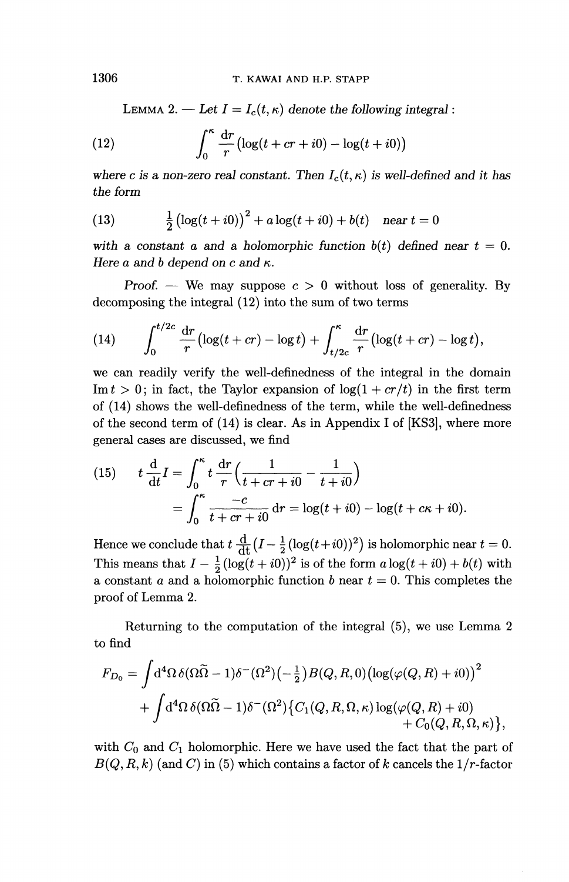LEMMA 2. — *Let $I = I_c(t, \kappa)$ denote the following integral:*

$$\int_0^\kappa \frac{\mathrm{d}r}{r}\big(\log(t + cr + i0) - \log(t + i0)\big) \tag{12}$$

*where $c$ is a non-zero real constant. Then $I_c(t, \kappa)$ is well-defined and it has the form*

$$\tfrac{1}{2}\big(\log(t + i0)\big)^2 + a\log(t + i0) + b(t) \quad \text{near } t = 0 \tag{13}$$

*with a constant $a$ and a holomorphic function $b(t)$ defined near $t = 0$. Here $a$ and $b$ depend on $c$ and $\kappa$.*

*Proof.* — We may suppose $c > 0$ without loss of generality. By decomposing the integral (12) into the sum of two terms

$$\int_0^{t/2c} \frac{\mathrm{d}r}{r}\big(\log(t + cr) - \log t\big) + \int_{t/2c}^{\kappa} \frac{\mathrm{d}r}{r}\big(\log(t + cr) - \log t\big), \tag{14}$$

we can readily verify the well-definedness of the integral in the domain $\operatorname{Im} t > 0$; in fact, the Taylor expansion of $\log(1 + cr/t)$ in the first term of (14) shows the well-definedness of the term, while the well-definedness of the second term of (14) is clear. As in Appendix I of [KS3], where more general cases are discussed, we find

$$\begin{aligned} t\frac{\mathrm{d}}{\mathrm{d}t}I &= \int_0^\kappa t\frac{\mathrm{d}r}{r}\Big(\frac{1}{t + cr + i0} - \frac{1}{t + i0}\Big) \\ &= \int_0^\kappa \frac{-c}{t + cr + i0}\,\mathrm{d}r = \log(t + i0) - \log(t + c\kappa + i0). \end{aligned} \tag{15}$$

Hence we conclude that $t\frac{\mathrm{d}}{\mathrm{d}t}\big(I - \frac{1}{2}(\log(t + i0))^2\big)$ is holomorphic near $t = 0$. This means that $I - \frac{1}{2}(\log(t + i0))^2$ is of the form $a\log(t + i0) + b(t)$ with a constant $a$ and a holomorphic function $b$ near $t = 0$. This completes the proof of Lemma 2.

Returning to the computation of the integral (5), we use Lemma 2 to find

$$\begin{aligned} F_{D_0} = &\int \mathrm{d}^4\Omega\, \delta(\Omega\widetilde{\Omega} - 1)\delta^-(\Omega^2)\big(-\tfrac{1}{2}\big)B(Q, R, 0)\big(\log(\varphi(Q, R) + i0)\big)^2 \\ &+ \int \mathrm{d}^4\Omega\, \delta(\Omega\widetilde{\Omega} - 1)\delta^-(\Omega^2)\big\{C_1(Q, R, \Omega, \kappa)\log(\varphi(Q, R) + i0) \\ &\qquad\qquad + C_0(Q, R, \Omega, \kappa)\big\}, \end{aligned}$$

with $C_0$ and $C_1$ holomorphic. Here we have used the fact that the part of $B(Q, R, k)$ (and $C$) in (5) which contains a factor of $k$ cancels the $1/r$-factor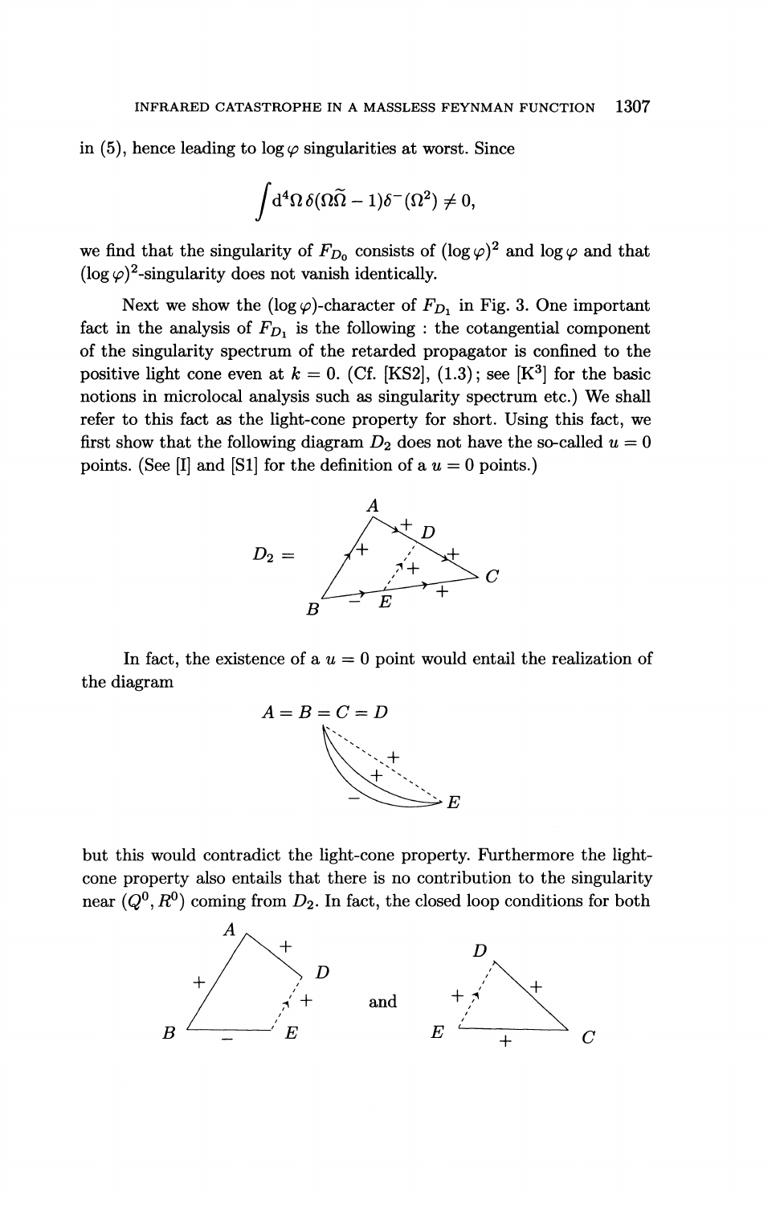in (5), hence leading to $\log \varphi$ singularities at worst. Since

$$\int d^4\Omega\, \delta(\Omega\tilde{\Omega} - 1)\delta^-(\Omega^2) \neq 0,$$

we find that the singularity of $F_{D_0}$ consists of $(\log \varphi)^2$ and $\log \varphi$ and that $(\log \varphi)^2$-singularity does not vanish identically.

Next we show the $(\log \varphi)$-character of $F_{D_1}$ in Fig. 3. One important fact in the analysis of $F_{D_1}$ is the following : the cotangential component of the singularity spectrum of the retarded propagator is confined to the positive light cone even at $k = 0$. (Cf. [KS2], (1.3); see [K[3]] for the basic notions in microlocal analysis such as singularity spectrum etc.) We shall refer to this fact as the light-cone property for short. Using this fact, we first show that the following diagram $D_2$ does not have the so-called $u = 0$ points. (See [I] and [S1] for the definition of a $u = 0$ points.)

$D_2 =$ [diagram]

In fact, the existence of a $u = 0$ point would entail the realization of the diagram

$A = B = C = D$ [diagram]

but this would contradict the light-cone property. Furthermore the light-cone property also entails that there is no contribution to the singularity near $(Q^0, R^0)$ coming from $D_2$. In fact, the closed loop conditions for both

[diagram] and [diagram]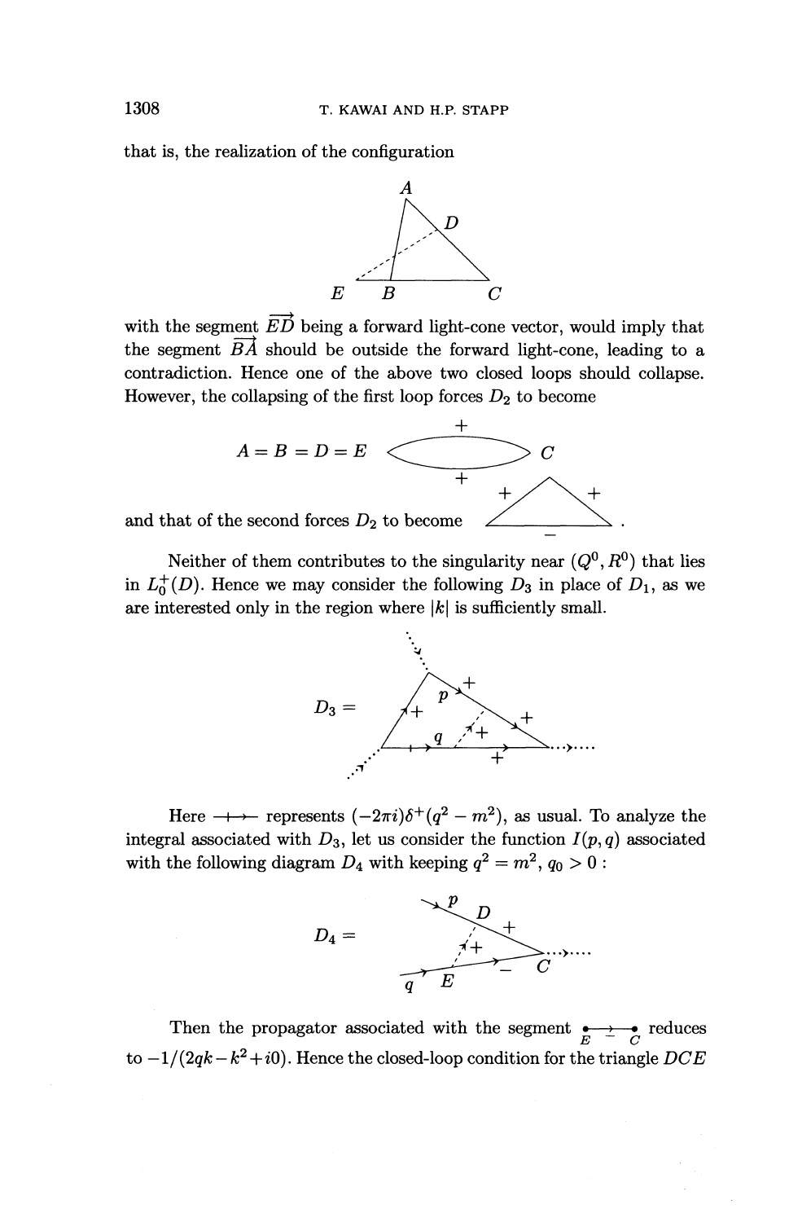that is, the realization of the configuration

with the segment $\overrightarrow{ED}$ being a forward light-cone vector, would imply that the segment $\overrightarrow{BA}$ should be outside the forward light-cone, leading to a contradiction. Hence one of the above two closed loops should collapse. However, the collapsing of the first loop forces $D_2$ to become

$$A = B = D = E \qquad C$$

and that of the second forces $D_2$ to become .

Neither of them contributes to the singularity near $(Q^0, R^0)$ that lies in $L_0^+(D)$. Hence we may consider the following $D_3$ in place of $D_1$, as we are interested only in the region where $|k|$ is sufficiently small.

$$D_3 =$$

Here $\rightarrow\!\!\!+\!\!\!\rightarrow$ represents $(-2\pi i)\delta^+(q^2 - m^2)$, as usual. To analyze the integral associated with $D_3$, let us consider the function $I(p, q)$ associated with the following diagram $D_4$ with keeping $q^2 = m^2$, $q_0 > 0$ :

$$D_4 =$$

Then the propagator associated with the segment $E \;\overset{\rightarrow}{-}\; C$ reduces to $-1/(2qk - k^2 + i0)$. Hence the closed-loop condition for the triangle $DCE$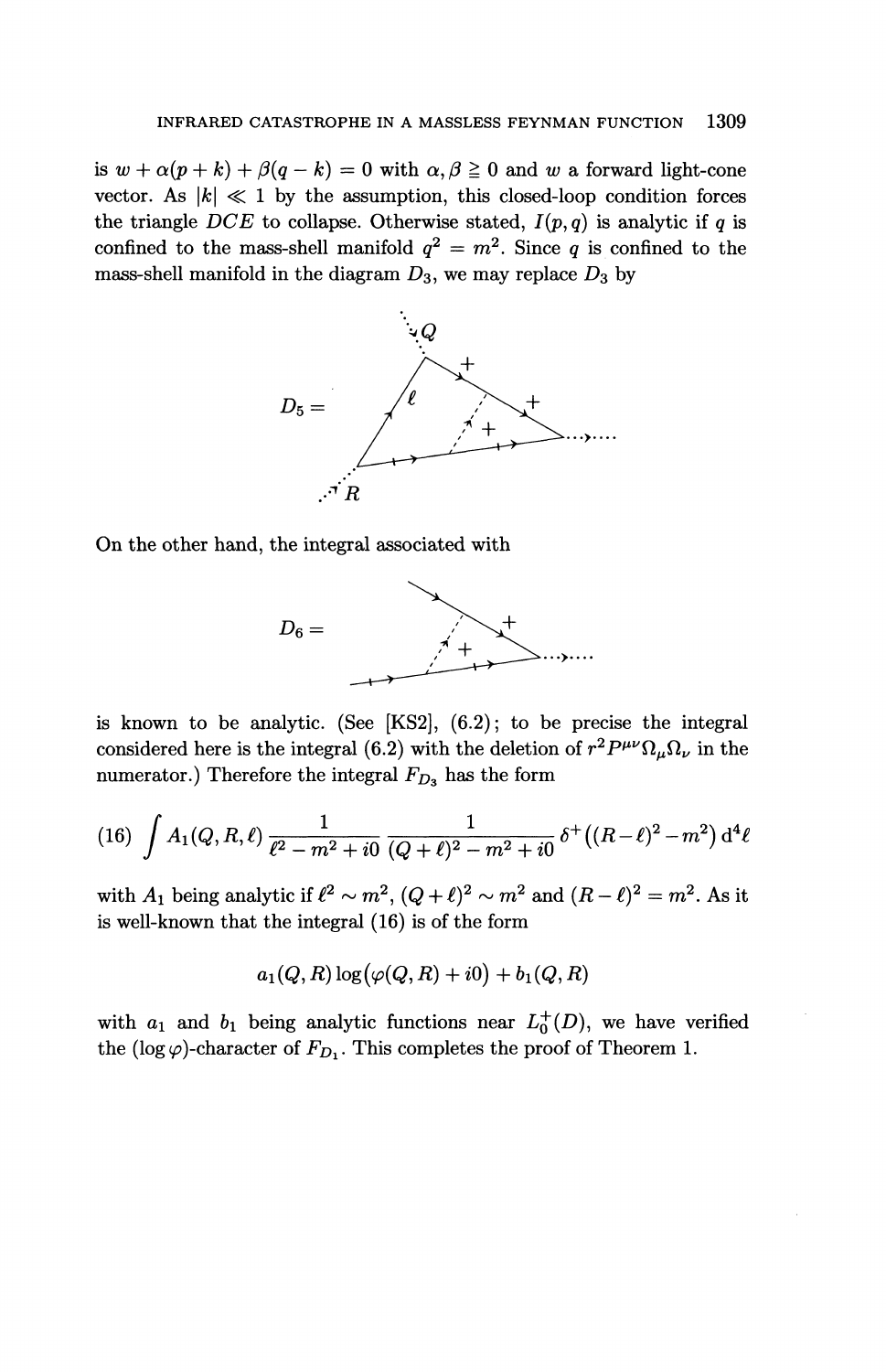is $w + \alpha(p + k) + \beta(q - k) = 0$ with $\alpha, \beta \geqq 0$ and $w$ a forward light-cone vector. As $|k| \ll 1$ by the assumption, this closed-loop condition forces the triangle $DCE$ to collapse. Otherwise stated, $I(p, q)$ is analytic if $q$ is confined to the mass-shell manifold $q^2 = m^2$. Since $q$ is confined to the mass-shell manifold in the diagram $D_3$, we may replace $D_3$ by

$D_5 =$

On the other hand, the integral associated with

$D_6 =$

is known to be analytic. (See [KS2], (6.2); to be precise the integral considered here is the integral (6.2) with the deletion of $r^2 P^{\mu\nu} \Omega_\mu \Omega_\nu$ in the numerator.) Therefore the integral $F_{D_3}$ has the form

$$
\int A_1(Q, R, \ell) \frac{1}{\ell^2 - m^2 + i0} \frac{1}{(Q + \ell)^2 - m^2 + i0} \delta^+\big((R - \ell)^2 - m^2\big)\, \mathrm{d}^4\ell \tag{16}
$$

with $A_1$ being analytic if $\ell^2 \sim m^2$, $(Q + \ell)^2 \sim m^2$ and $(R - \ell)^2 = m^2$. As it is well-known that the integral (16) is of the form

$$
a_1(Q, R) \log\big(\varphi(Q, R) + i0\big) + b_1(Q, R)
$$

with $a_1$ and $b_1$ being analytic functions near $L_0^+(D)$, we have verified the $(\log \varphi)$-character of $F_{D_1}$. This completes the proof of Theorem 1.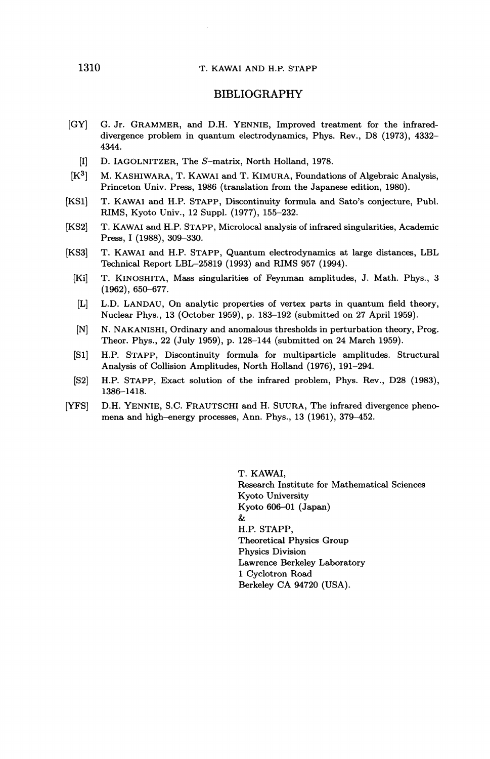## BIBLIOGRAPHY

[GY] G. Jr. GRAMMER, and D.H. YENNIE, Improved treatment for the infrared-divergence problem in quantum electrodynamics, Phys. Rev., D8 (1973), 4332–4344.

[I] D. IAGOLNITZER, The $S$–matrix, North Holland, 1978.

[$K^3$] M. KASHIWARA, T. KAWAI and T. KIMURA, Foundations of Algebraic Analysis, Princeton Univ. Press, 1986 (translation from the Japanese edition, 1980).

[KS1] T. KAWAI and H.P. STAPP, Discontinuity formula and Sato's conjecture, Publ. RIMS, Kyoto Univ., 12 Suppl. (1977), 155–232.

[KS2] T. KAWAI and H.P. STAPP, Microlocal analysis of infrared singularities, Academic Press, I (1988), 309–330.

[KS3] T. KAWAI and H.P. STAPP, Quantum electrodynamics at large distances, LBL Technical Report LBL–25819 (1993) and RIMS 957 (1994).

[Ki] T. KINOSHITA, Mass singularities of Feynman amplitudes, J. Math. Phys., 3 (1962), 650–677.

[L] L.D. LANDAU, On analytic properties of vertex parts in quantum field theory, Nuclear Phys., 13 (October 1959), p. 183–192 (submitted on 27 April 1959).

[N] N. NAKANISHI, Ordinary and anomalous thresholds in perturbation theory, Prog. Theor. Phys., 22 (July 1959), p. 128–144 (submitted on 24 March 1959).

[S1] H.P. STAPP, Discontinuity formula for multiparticle amplitudes. Structural Analysis of Collision Amplitudes, North Holland (1976), 191–294.

[S2] H.P. STAPP, Exact solution of the infrared problem, Phys. Rev., D28 (1983), 1386–1418.

[YFS] D.H. YENNIE, S.C. FRAUTSCHI and H. SUURA, The infrared divergence phenomena and high–energy processes, Ann. Phys., 13 (1961), 379–452.

T. KAWAI,
Research Institute for Mathematical Sciences
Kyoto University
Kyoto 606–01 (Japan)
&
H.P. STAPP,
Theoretical Physics Group
Physics Division
Lawrence Berkeley Laboratory
1 Cyclotron Road
Berkeley CA 94720 (USA).